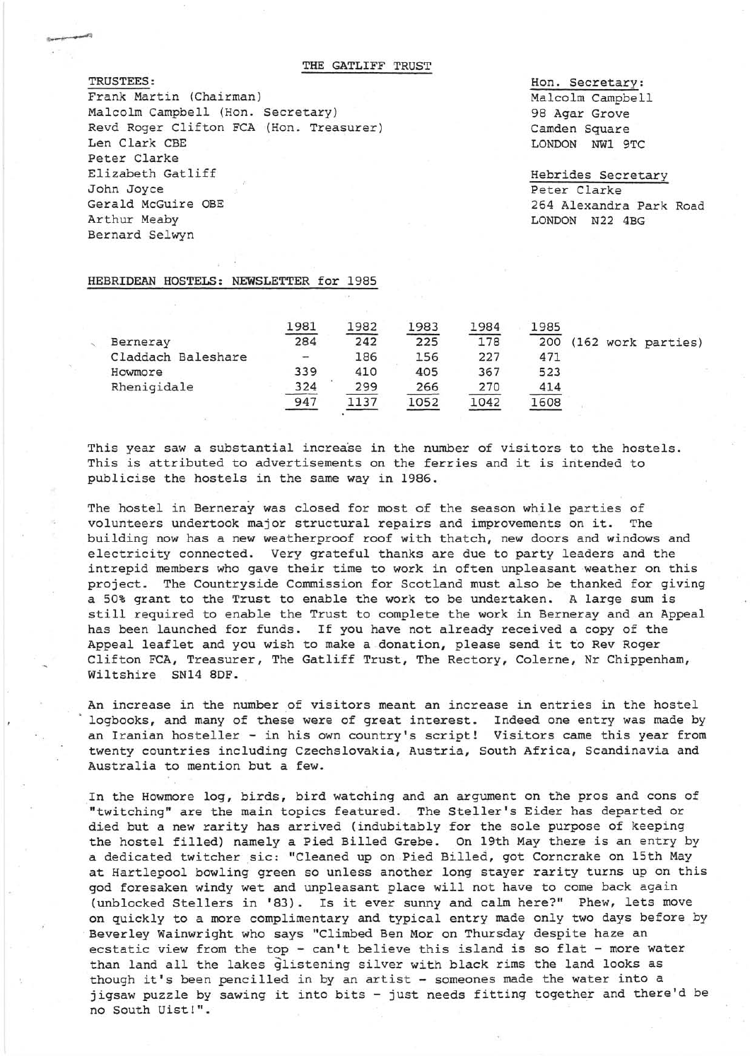# THE GATLIFF TRUST

TRUSTEES:
Frank Martin (Chairman)
Malcolm Campbell (Hon. Secretary)
Revd Roger Clifton FCA (Hon. Treasurer)
Len Clark CBE
Peter Clarke
Elizabeth Gatliff
John Joyce
Gerald McGuire OBE
Arthur Meaby
Bernard Selwyn

Hon. Secretary:
Malcolm Campbell
98 Agar Grove
Camden Square
LONDON NW1 9TC

Hebrides Secretary
Peter Clarke
264 Alexandra Park Road
LONDON N22 4BG

## HEBRIDEAN HOSTELS: NEWSLETTER for 1985

| | 1981 | 1982 | 1983 | 1984 | 1985 |
|---|---|---|---|---|---|
| Berneray | 284 | 242 | 225 | 178 | 200 (162 work parties) |
| Claddach Baleshare | - | 186 | 156 | 227 | 471 |
| Howmore | 339 | 410 | 405 | 367 | 523 |
| Rhenigidale | 324 | 299 | 266 | 270 | 414 |
| | 947 | 1137 | 1052 | 1042 | 1608 |

This year saw a substantial increase in the number of visitors to the hostels. This is attributed to advertisements on the ferries and it is intended to publicise the hostels in the same way in 1986.

The hostel in Berneray was closed for most of the season while parties of volunteers undertook major structural repairs and improvements on it. The building now has a new weatherproof roof with thatch, new doors and windows and electricity connected. Very grateful thanks are due to party leaders and the intrepid members who gave their time to work in often unpleasant weather on this project. The Countryside Commission for Scotland must also be thanked for giving a 50% grant to the Trust to enable the work to be undertaken. A large sum is still required to enable the Trust to complete the work in Berneray and an Appeal has been launched for funds. If you have not already received a copy of the Appeal leaflet and you wish to make a donation, please send it to Rev Roger Clifton FCA, Treasurer, The Gatliff Trust, The Rectory, Colerne, Nr Chippenham, Wiltshire SN14 8DF.

An increase in the number of visitors meant an increase in entries in the hostel logbooks, and many of these were of great interest. Indeed one entry was made by an Iranian hosteller - in his own country's script! Visitors came this year from twenty countries including Czechslovakia, Austria, South Africa, Scandinavia and Australia to mention but a few.

In the Howmore log, birds, bird watching and an argument on the pros and cons of "twitching" are the main topics featured. The Steller's Eider has departed or died but a new rarity has arrived (indubitably for the sole purpose of keeping the hostel filled) namely a Pied Billed Grebe. On 19th May there is an entry by a dedicated twitcher sic: "Cleaned up on Pied Billed, got Corncrake on 15th May at Hartlepool bowling green so unless another long stayer rarity turns up on this god foresaken windy wet and unpleasant place will not have to come back again (unblocked Stellers in '83). Is it ever sunny and calm here?" Phew, lets move on quickly to a more complimentary and typical entry made only two days before by Beverley Wainwright who says "Climbed Ben Mor on Thursday despite haze an ecstatic view from the top - can't believe this island is so flat - more water than land all the lakes glistening silver with black rims the land looks as though it's been pencilled in by an artist - someones made the water into a jigsaw puzzle by sawing it into bits - just needs fitting together and there'd be no South Uist!".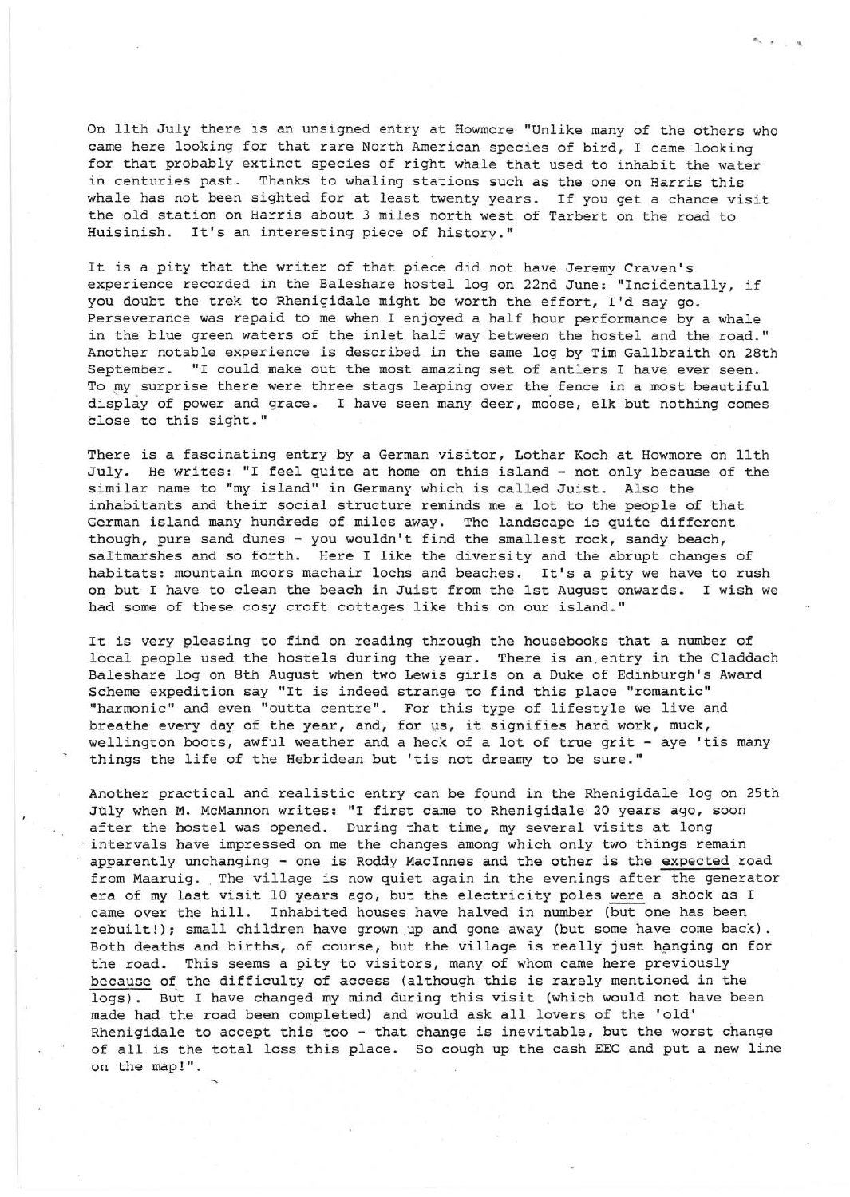On 11th July there is an unsigned entry at Howmore "Unlike many of the others who came here looking for that rare North American species of bird, I came looking for that probably extinct species of right whale that used to inhabit the water in centuries past. Thanks to whaling stations such as the one on Harris this whale has not been sighted for at least twenty years. If you get a chance visit the old station on Harris about 3 miles north west of Tarbert on the road to Huisinish. It's an interesting piece of history."

It is a pity that the writer of that piece did not have Jeremy Craven's experience recorded in the Baleshare hostel log on 22nd June: "Incidentally, if you doubt the trek to Rhenigidale might be worth the effort, I'd say go. Perseverance was repaid to me when I enjoyed a half hour performance by a whale in the blue green waters of the inlet half way between the hostel and the road." Another notable experience is described in the same log by Tim Gallbraith on 28th September. "I could make out the most amazing set of antlers I have ever seen. To my surprise there were three stags leaping over the fence in a most beautiful display of power and grace. I have seen many deer, moose, elk but nothing comes close to this sight."

There is a fascinating entry by a German visitor, Lothar Koch at Howmore on 11th July. He writes: "I feel quite at home on this island - not only because of the similar name to "my island" in Germany which is called Juist. Also the inhabitants and their social structure reminds me a lot to the people of that German island many hundreds of miles away. The landscape is quite different though, pure sand dunes - you wouldn't find the smallest rock, sandy beach, saltmarshes and so forth. Here I like the diversity and the abrupt changes of habitats: mountain moors machair lochs and beaches. It's a pity we have to rush on but I have to clean the beach in Juist from the 1st August onwards. I wish we had some of these cosy croft cottages like this on our island."

It is very pleasing to find on reading through the housebooks that a number of local people used the hostels during the year. There is an entry in the Claddach Baleshare log on 8th August when two Lewis girls on a Duke of Edinburgh's Award Scheme expedition say "It is indeed strange to find this place "romantic" "harmonic" and even "outta centre". For this type of lifestyle we live and breathe every day of the year, and, for us, it signifies hard work, muck, wellington boots, awful weather and a heck of a lot of true grit - aye 'tis many things the life of the Hebridean but 'tis not dreamy to be sure."

Another practical and realistic entry can be found in the Rhenigidale log on 25th July when M. McMannon writes: "I first came to Rhenigidale 20 years ago, soon after the hostel was opened. During that time, my several visits at long intervals have impressed on me the changes among which only two things remain apparently unchanging - one is Roddy MacInnes and the other is the expected road from Maaruig. The village is now quiet again in the evenings after the generator era of my last visit 10 years ago, but the electricity poles were a shock as I came over the hill. Inhabited houses have halved in number (but one has been rebuilt!); small children have grown up and gone away (but some have come back). Both deaths and births, of course, but the village is really just hanging on for the road. This seems a pity to visitors, many of whom came here previously because of the difficulty of access (although this is rarely mentioned in the logs). But I have changed my mind during this visit (which would not have been made had the road been completed) and would ask all lovers of the 'old' Rhenigidale to accept this too - that change is inevitable, but the worst change of all is the total loss this place. So cough up the cash EEC and put a new line on the map!".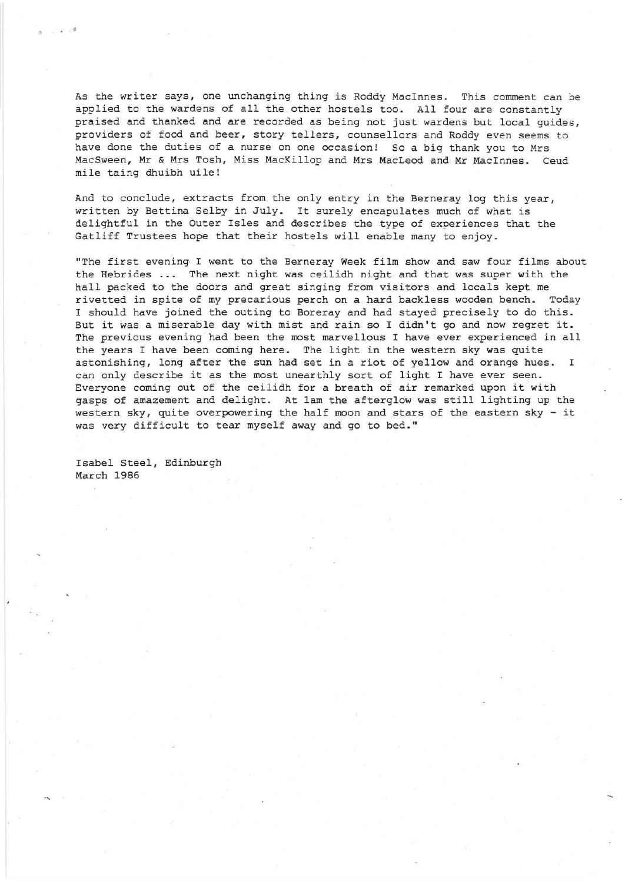As the writer says, one unchanging thing is Roddy MacInnes. This comment can be applied to the wardens of all the other hostels too. All four are constantly praised and thanked and are recorded as being not just wardens but local guides, providers of food and beer, story tellers, counsellors and Roddy even seems to have done the duties of a nurse on one occasion! So a big thank you to Mrs MacSween, Mr & Mrs Tosh, Miss MacKillop and Mrs MacLeod and Mr MacInnes. Ceud mile taing dhuibh uile!

And to conclude, extracts from the only entry in the Berneray log this year, written by Bettina Selby in July. It surely encapulates much of what is delightful in the Outer Isles and describes the type of experiences that the Gatliff Trustees hope that their hostels will enable many to enjoy.

"The first evening I went to the Berneray Week film show and saw four films about the Hebrides ... The next night was ceilidh night and that was super with the hall packed to the doors and great singing from visitors and locals kept me rivetted in spite of my precarious perch on a hard backless wooden bench. Today I should have joined the outing to Boreray and had stayed precisely to do this. But it was a miserable day with mist and rain so I didn't go and now regret it. The previous evening had been the most marvellous I have ever experienced in all the years I have been coming here. The light in the western sky was quite astonishing, long after the sun had set in a riot of yellow and orange hues. I can only describe it as the most unearthly sort of light I have ever seen. Everyone coming out of the ceilidh for a breath of air remarked upon it with gasps of amazement and delight. At 1am the afterglow was still lighting up the western sky, quite overpowering the half moon and stars of the eastern sky - it was very difficult to tear myself away and go to bed."

Isabel Steel, Edinburgh
March 1986